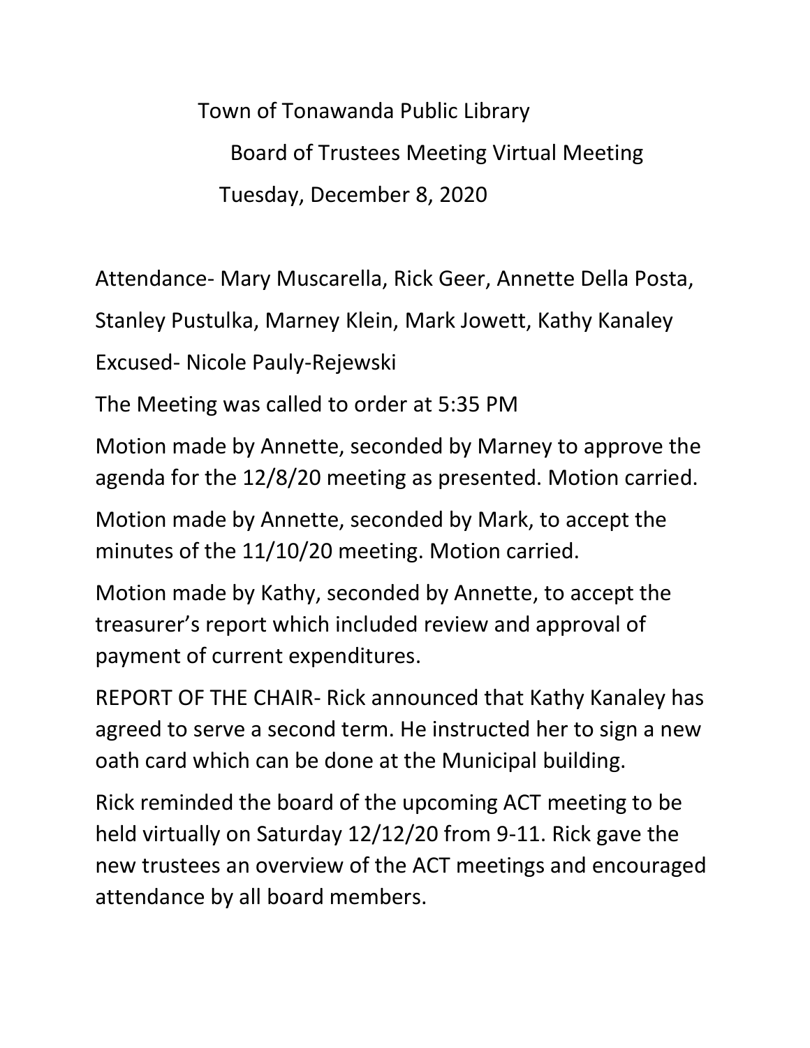# Town of Tonawanda Public Library

## Board of Trustees Meeting Virtual Meeting

### Tuesday, December 8, 2020

Attendance- Mary Muscarella, Rick Geer, Annette Della Posta, Stanley Pustulka, Marney Klein, Mark Jowett, Kathy Kanaley

Excused- Nicole Pauly-Rejewski

The Meeting was called to order at 5:35 PM

Motion made by Annette, seconded by Marney to approve the agenda for the 12/8/20 meeting as presented. Motion carried.

Motion made by Annette, seconded by Mark, to accept the minutes of the 11/10/20 meeting. Motion carried.

Motion made by Kathy, seconded by Annette, to accept the treasurer's report which included review and approval of payment of current expenditures.

REPORT OF THE CHAIR- Rick announced that Kathy Kanaley has agreed to serve a second term. He instructed her to sign a new oath card which can be done at the Municipal building.

Rick reminded the board of the upcoming ACT meeting to be held virtually on Saturday 12/12/20 from 9-11. Rick gave the new trustees an overview of the ACT meetings and encouraged attendance by all board members.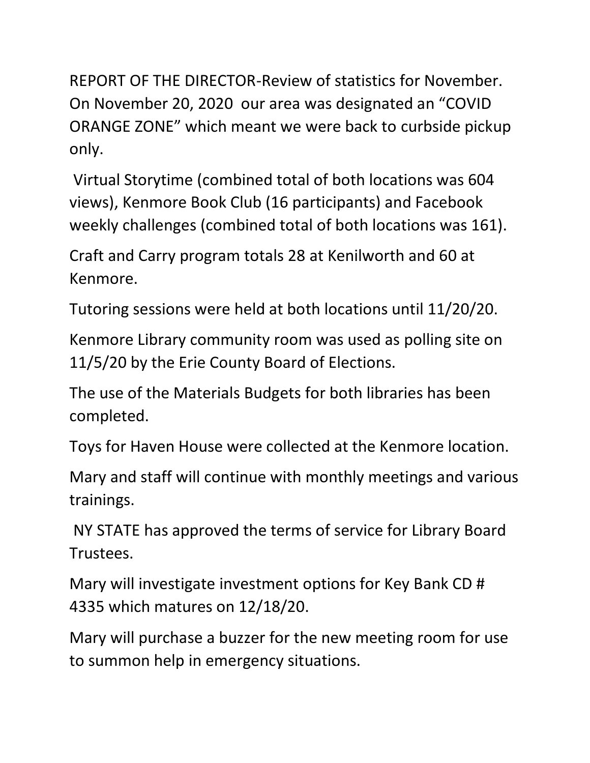REPORT OF THE DIRECTOR-Review of statistics for November. On November 20, 2020 our area was designated an "COVID ORANGE ZONE" which meant we were back to curbside pickup only.

Virtual Storytime (combined total of both locations was 604 views), Kenmore Book Club (16 participants) and Facebook weekly challenges (combined total of both locations was 161).

Craft and Carry program totals 28 at Kenilworth and 60 at Kenmore.

Tutoring sessions were held at both locations until 11/20/20.

Kenmore Library community room was used as polling site on 11/5/20 by the Erie County Board of Elections.

The use of the Materials Budgets for both libraries has been completed.

Toys for Haven House were collected at the Kenmore location.

Mary and staff will continue with monthly meetings and various trainings.

NY STATE has approved the terms of service for Library Board Trustees.

Mary will investigate investment options for Key Bank CD # 4335 which matures on 12/18/20.

Mary will purchase a buzzer for the new meeting room for use to summon help in emergency situations.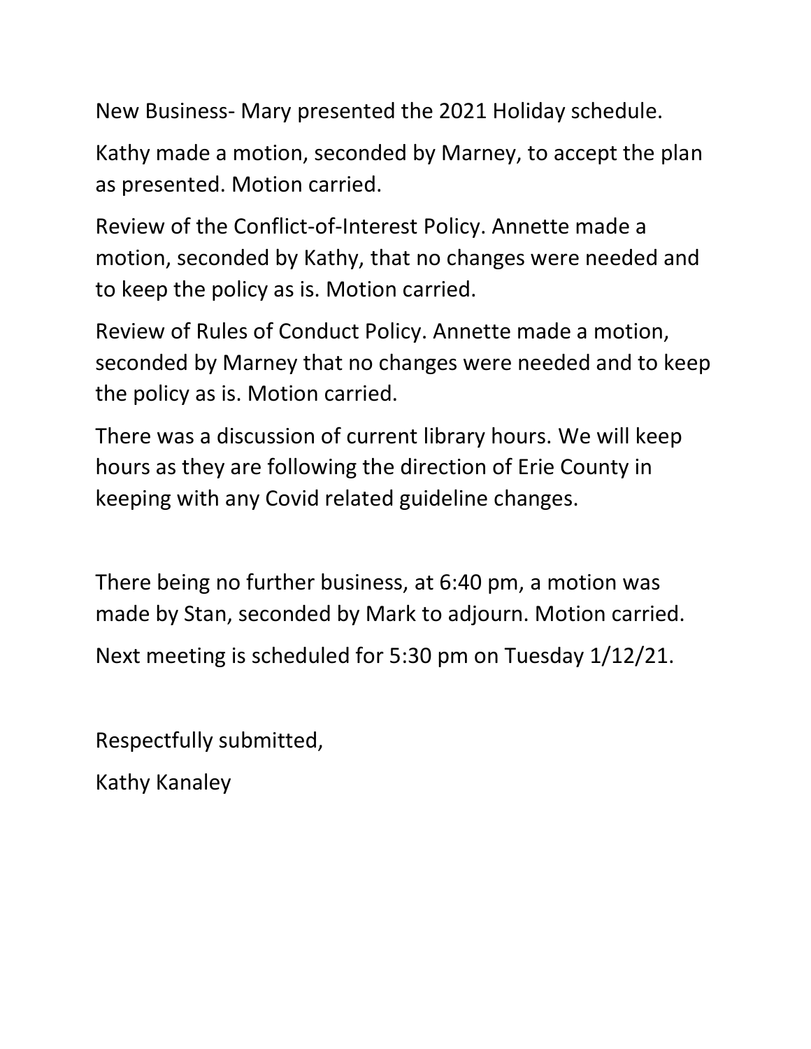New Business- Mary presented the 2021 Holiday schedule.

Kathy made a motion, seconded by Marney, to accept the plan as presented. Motion carried.

Review of the Conflict-of-Interest Policy. Annette made a motion, seconded by Kathy, that no changes were needed and to keep the policy as is. Motion carried.

Review of Rules of Conduct Policy. Annette made a motion, seconded by Marney that no changes were needed and to keep the policy as is. Motion carried.

There was a discussion of current library hours. We will keep hours as they are following the direction of Erie County in keeping with any Covid related guideline changes.

There being no further business, at 6:40 pm, a motion was made by Stan, seconded by Mark to adjourn. Motion carried.

Next meeting is scheduled for 5:30 pm on Tuesday 1/12/21.

Respectfully submitted,

Kathy Kanaley